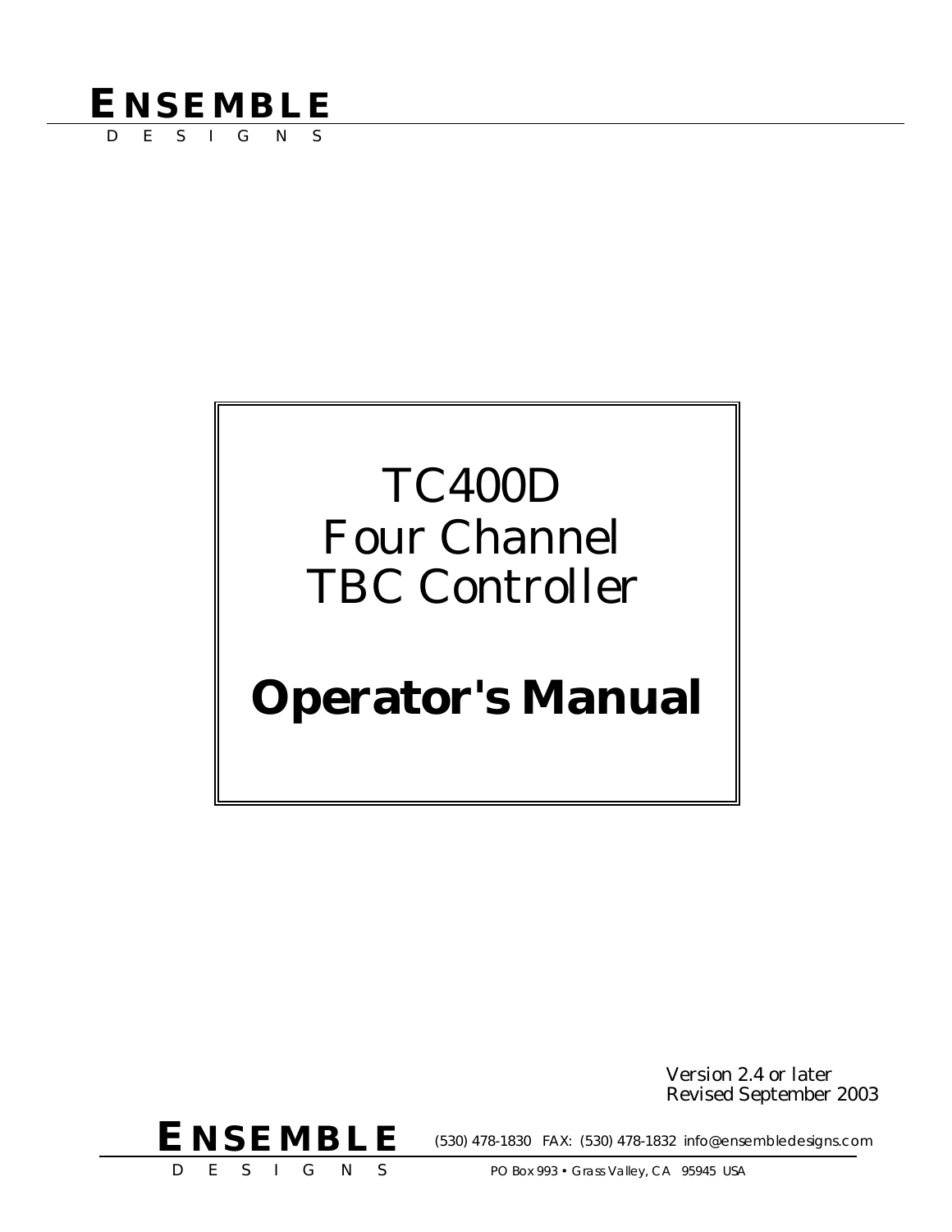**ENSEMBLE**
D E S I G N S

# TC400D Four Channel TBC Controller

# Operator's Manual

Version 2.4 or later
Revised September 2003

**ENSEMBLE**
D E S I G N S

(530) 478-1830 FAX: (530) 478-1832 info@ensembledesigns.com

PO Box 993 • Grass Valley, CA 95945 USA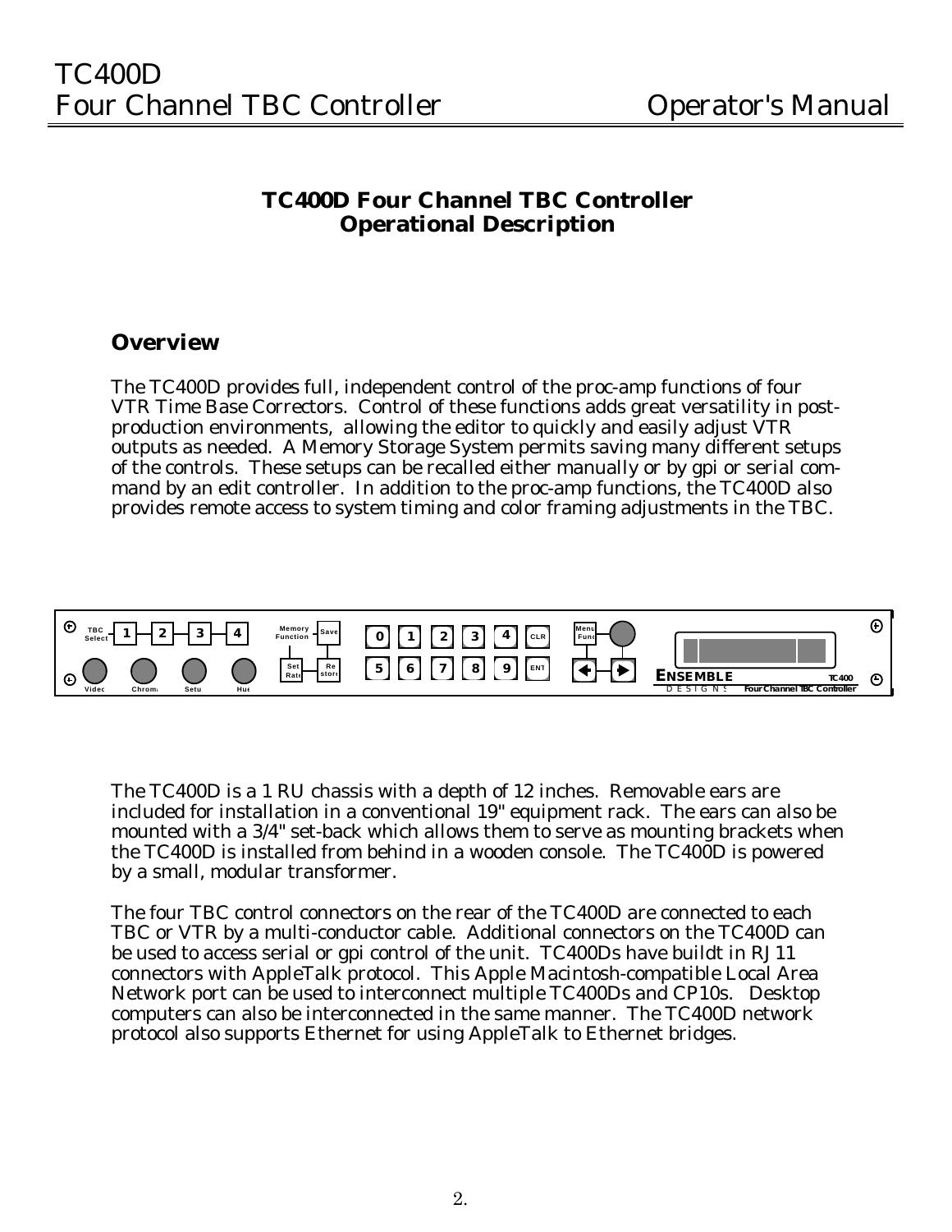## TC400D Four Channel TBC Controller
## Operational Description

### Overview

The TC400D provides full, independent control of the proc-amp functions of four VTR Time Base Correctors. Control of these functions adds great versatility in post-production environments, allowing the editor to quickly and easily adjust VTR outputs as needed. A Memory Storage System permits saving many different setups of the controls. These setups can be recalled either manually or by gpi or serial command by an edit controller. In addition to the proc-amp functions, the TC400D also provides remote access to system timing and color framing adjustments in the TBC.

The TC400D is a 1 RU chassis with a depth of 12 inches. Removable ears are included for installation in a conventional 19" equipment rack. The ears can also be mounted with a 3/4" set-back which allows them to serve as mounting brackets when the TC400D is installed from behind in a wooden console. The TC400D is powered by a small, modular transformer.

The four TBC control connectors on the rear of the TC400D are connected to each TBC or VTR by a multi-conductor cable. Additional connectors on the TC400D can be used to access serial or gpi control of the unit. TC400Ds have buildt in RJ11 connectors with AppleTalk protocol. This Apple Macintosh-compatible Local Area Network port can be used to interconnect multiple TC400Ds and CP10s. Desktop computers can also be interconnected in the same manner. The TC400D network protocol also supports Ethernet for using AppleTalk to Ethernet bridges.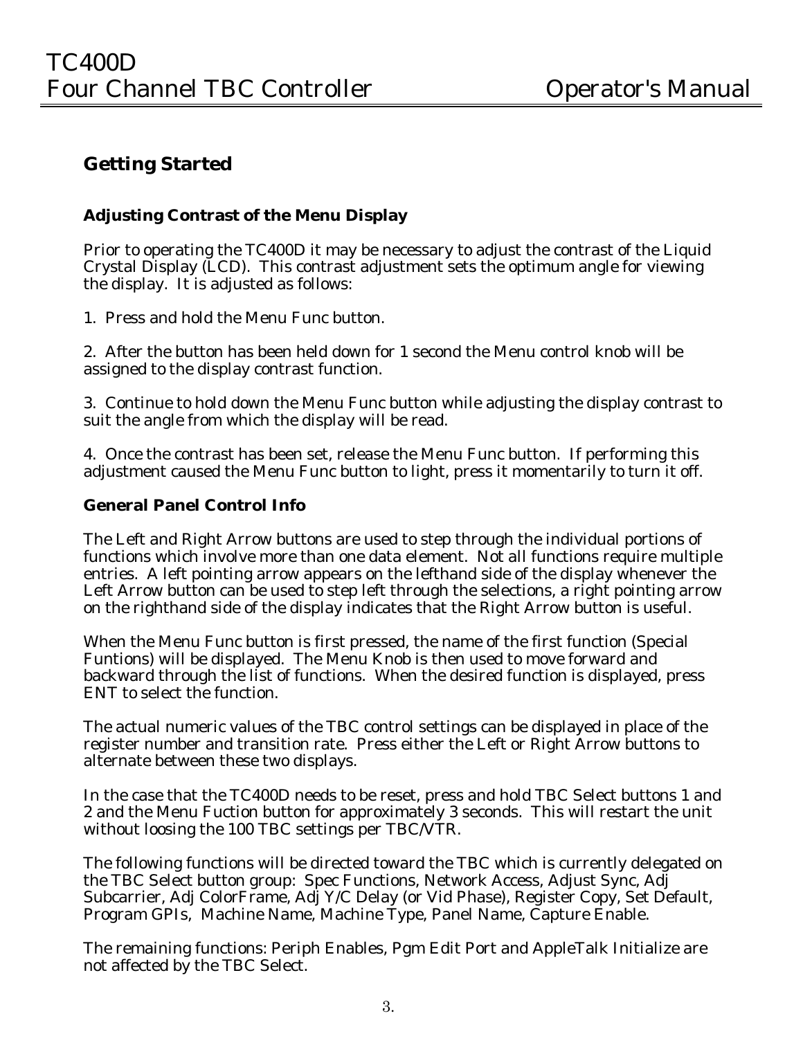## Getting Started

### Adjusting Contrast of the Menu Display

Prior to operating the TC400D it may be necessary to adjust the contrast of the Liquid Crystal Display (LCD). This contrast adjustment sets the optimum angle for viewing the display. It is adjusted as follows:

1. Press and hold the Menu Func button.

2. After the button has been held down for 1 second the Menu control knob will be assigned to the display contrast function.

3. Continue to hold down the Menu Func button while adjusting the display contrast to suit the angle from which the display will be read.

4. Once the contrast has been set, release the Menu Func button. If performing this adjustment caused the Menu Func button to light, press it momentarily to turn it off.

### General Panel Control Info

The Left and Right Arrow buttons are used to step through the individual portions of functions which involve more than one data element. Not all functions require multiple entries. A left pointing arrow appears on the lefthand side of the display whenever the Left Arrow button can be used to step left through the selections, a right pointing arrow on the righthand side of the display indicates that the Right Arrow button is useful.

When the Menu Func button is first pressed, the name of the first function (Special Funtions) will be displayed. The Menu Knob is then used to move forward and backward through the list of functions. When the desired function is displayed, press ENT to select the function.

The actual numeric values of the TBC control settings can be displayed in place of the register number and transition rate. Press either the Left or Right Arrow buttons to alternate between these two displays.

In the case that the TC400D needs to be reset, press and hold TBC Select buttons 1 and 2 and the Menu Fuction button for approximately 3 seconds. This will restart the unit without loosing the 100 TBC settings per TBC/VTR.

The following functions will be directed toward the TBC which is currently delegated on the TBC Select button group: Spec Functions, Network Access, Adjust Sync, Adj Subcarrier, Adj ColorFrame, Adj Y/C Delay (or Vid Phase), Register Copy, Set Default, Program GPIs, Machine Name, Machine Type, Panel Name, Capture Enable.

The remaining functions: Periph Enables, Pgm Edit Port and AppleTalk Initialize are not affected by the TBC Select.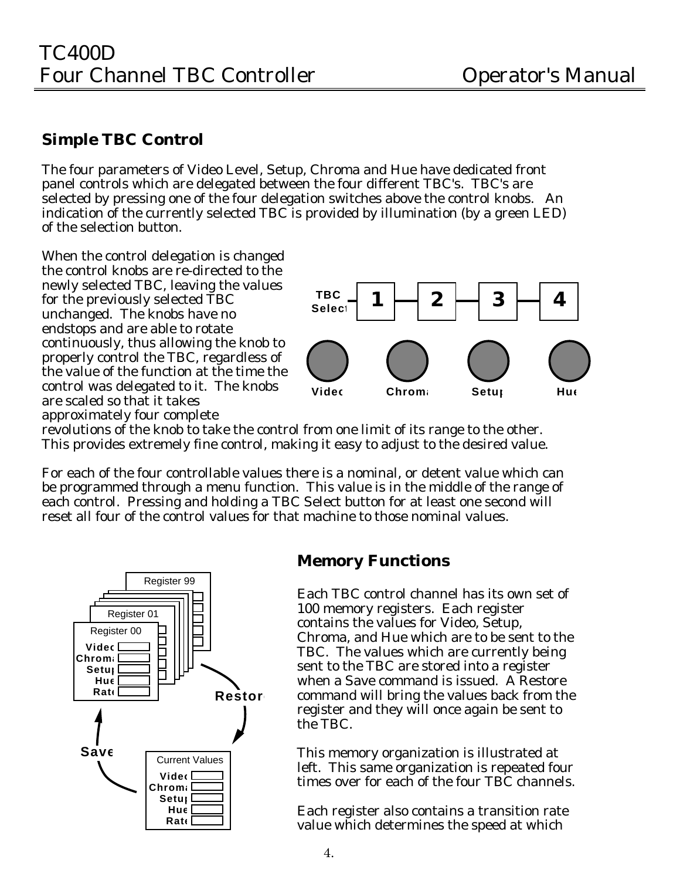## Simple TBC Control

The four parameters of Video Level, Setup, Chroma and Hue have dedicated front panel controls which are delegated between the four different TBC's. TBC's are selected by pressing one of the four delegation switches above the control knobs. An indication of the currently selected TBC is provided by illumination (by a green LED) of the selection button.

When the control delegation is changed the control knobs are re-directed to the newly selected TBC, leaving the values for the previously selected TBC unchanged. The knobs have no endstops and are able to rotate continuously, thus allowing the knob to properly control the TBC, regardless of the value of the function at the time the control was delegated to it. The knobs are scaled so that it takes approximately four complete revolutions of the knob to take the control from one limit of its range to the other. This provides extremely fine control, making it easy to adjust to the desired value.

For each of the four controllable values there is a nominal, or detent value which can be programmed through a menu function. This value is in the middle of the range of each control. Pressing and holding a TBC Select button for at least one second will reset all four of the control values for that machine to those nominal values.

## Memory Functions

Each TBC control channel has its own set of 100 memory registers. Each register contains the values for Video, Setup, Chroma, and Hue which are to be sent to the TBC. The values which are currently being sent to the TBC are stored into a register when a Save command is issued. A Restore command will bring the values back from the register and they will once again be sent to the TBC.

This memory organization is illustrated at left. This same organization is repeated four times over for each of the four TBC channels.

Each register also contains a transition rate value which determines the speed at which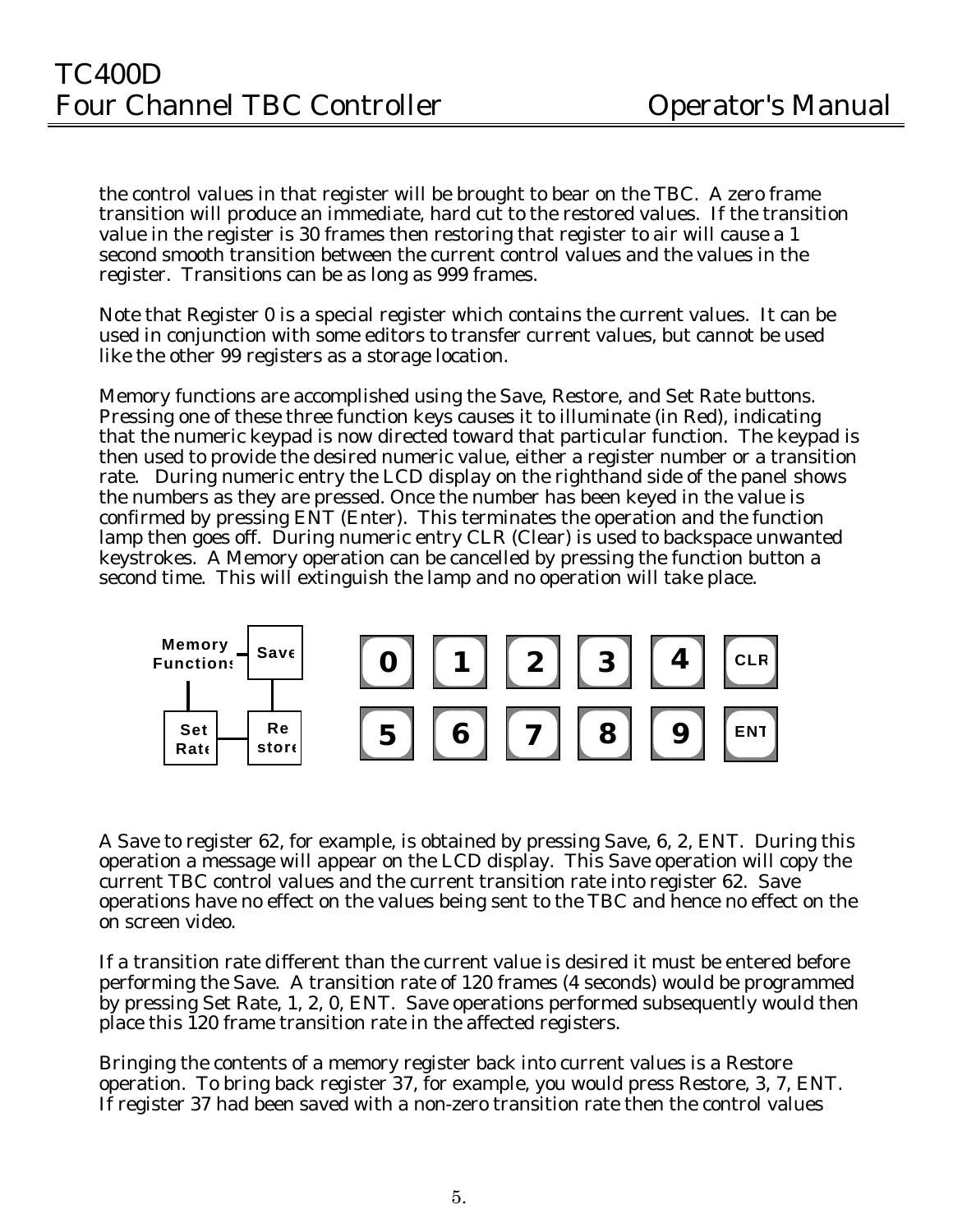the control values in that register will be brought to bear on the TBC. A zero frame transition will produce an immediate, hard cut to the restored values. If the transition value in the register is 30 frames then restoring that register to air will cause a 1 second smooth transition between the current control values and the values in the register. Transitions can be as long as 999 frames.

Note that Register 0 is a special register which contains the current values. It can be used in conjunction with some editors to transfer current values, but cannot be used like the other 99 registers as a storage location.

Memory functions are accomplished using the Save, Restore, and Set Rate buttons. Pressing one of these three function keys causes it to illuminate (in Red), indicating that the numeric keypad is now directed toward that particular function. The keypad is then used to provide the desired numeric value, either a register number or a transition rate. During numeric entry the LCD display on the righthand side of the panel shows the numbers as they are pressed. Once the number has been keyed in the value is confirmed by pressing ENT (Enter). This terminates the operation and the function lamp then goes off. During numeric entry CLR (Clear) is used to backspace unwanted keystrokes. A Memory operation can be cancelled by pressing the function button a second time. This will extinguish the lamp and no operation will take place.

Memory Functions: Save, Set Rate, Restore

| 0 | 1 | 2 | 3 | 4 | CLR |
|---|---|---|---|---|---|
| 5 | 6 | 7 | 8 | 9 | ENT |

A Save to register 62, for example, is obtained by pressing Save, 6, 2, ENT. During this operation a message will appear on the LCD display. This Save operation will copy the current TBC control values and the current transition rate into register 62. Save operations have no effect on the values being sent to the TBC and hence no effect on the on screen video.

If a transition rate different than the current value is desired it must be entered before performing the Save. A transition rate of 120 frames (4 seconds) would be programmed by pressing Set Rate, 1, 2, 0, ENT. Save operations performed subsequently would then place this 120 frame transition rate in the affected registers.

Bringing the contents of a memory register back into current values is a Restore operation. To bring back register 37, for example, you would press Restore, 3, 7, ENT. If register 37 had been saved with a non-zero transition rate then the control values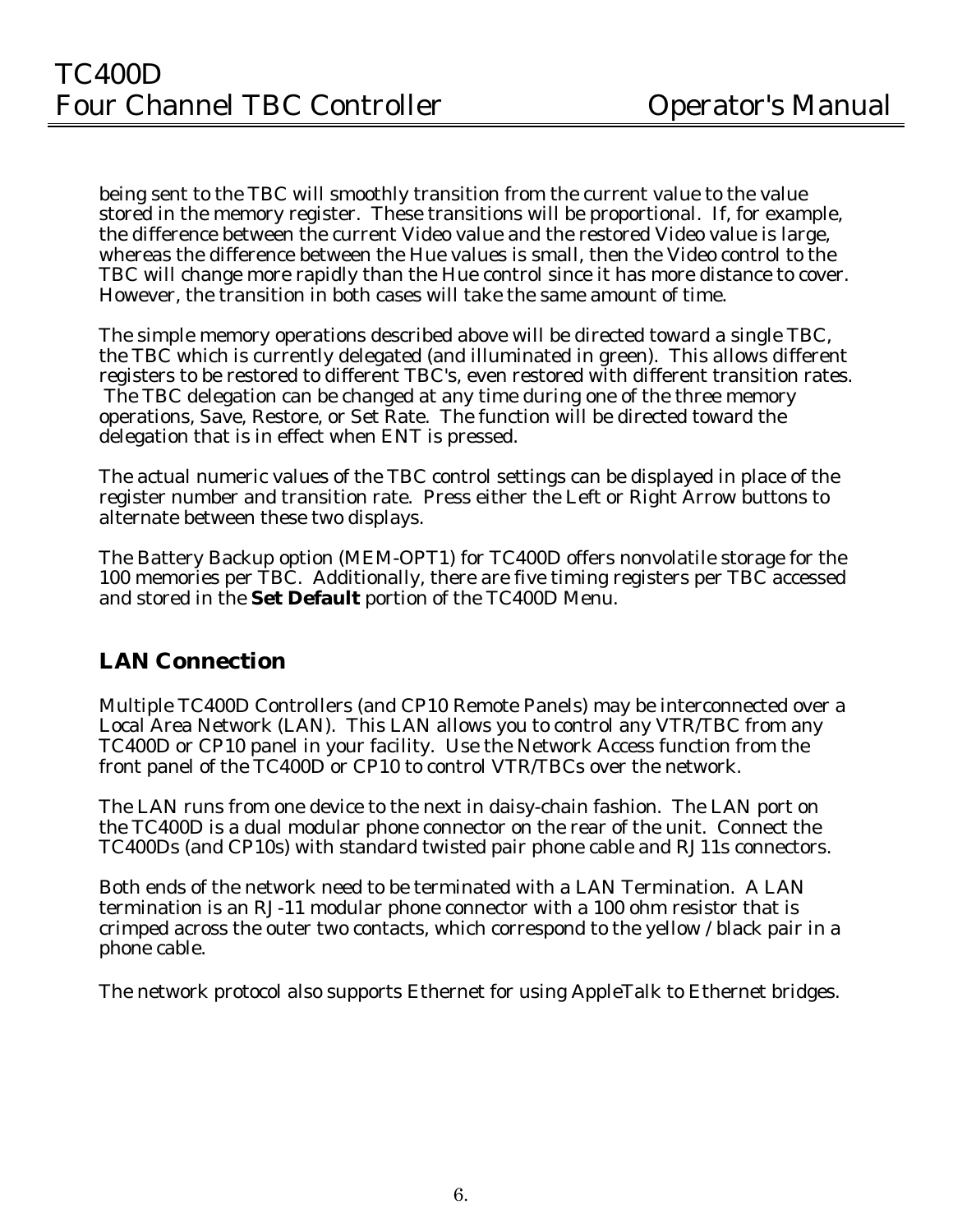being sent to the TBC will smoothly transition from the current value to the value stored in the memory register. These transitions will be proportional. If, for example, the difference between the current Video value and the restored Video value is large, whereas the difference between the Hue values is small, then the Video control to the TBC will change more rapidly than the Hue control since it has more distance to cover. However, the transition in both cases will take the same amount of time.

The simple memory operations described above will be directed toward a single TBC, the TBC which is currently delegated (and illuminated in green). This allows different registers to be restored to different TBC's, even restored with different transition rates. The TBC delegation can be changed at any time during one of the three memory operations, Save, Restore, or Set Rate. The function will be directed toward the delegation that is in effect when ENT is pressed.

The actual numeric values of the TBC control settings can be displayed in place of the register number and transition rate. Press either the Left or Right Arrow buttons to alternate between these two displays.

The Battery Backup option (MEM-OPT1) for TC400D offers nonvolatile storage for the 100 memories per TBC. Additionally, there are five timing registers per TBC accessed and stored in the **Set Default** portion of the TC400D Menu.

## LAN Connection

Multiple TC400D Controllers (and CP10 Remote Panels) may be interconnected over a Local Area Network (LAN). This LAN allows you to control any VTR/TBC from any TC400D or CP10 panel in your facility. Use the Network Access function from the front panel of the TC400D or CP10 to control VTR/TBCs over the network.

The LAN runs from one device to the next in daisy-chain fashion. The LAN port on the TC400D is a dual modular phone connector on the rear of the unit. Connect the TC400Ds (and CP10s) with standard twisted pair phone cable and RJ11s connectors.

Both ends of the network need to be terminated with a LAN Termination. A LAN termination is an RJ-11 modular phone connector with a 100 ohm resistor that is crimped across the outer two contacts, which correspond to the yellow / black pair in a phone cable.

The network protocol also supports Ethernet for using AppleTalk to Ethernet bridges.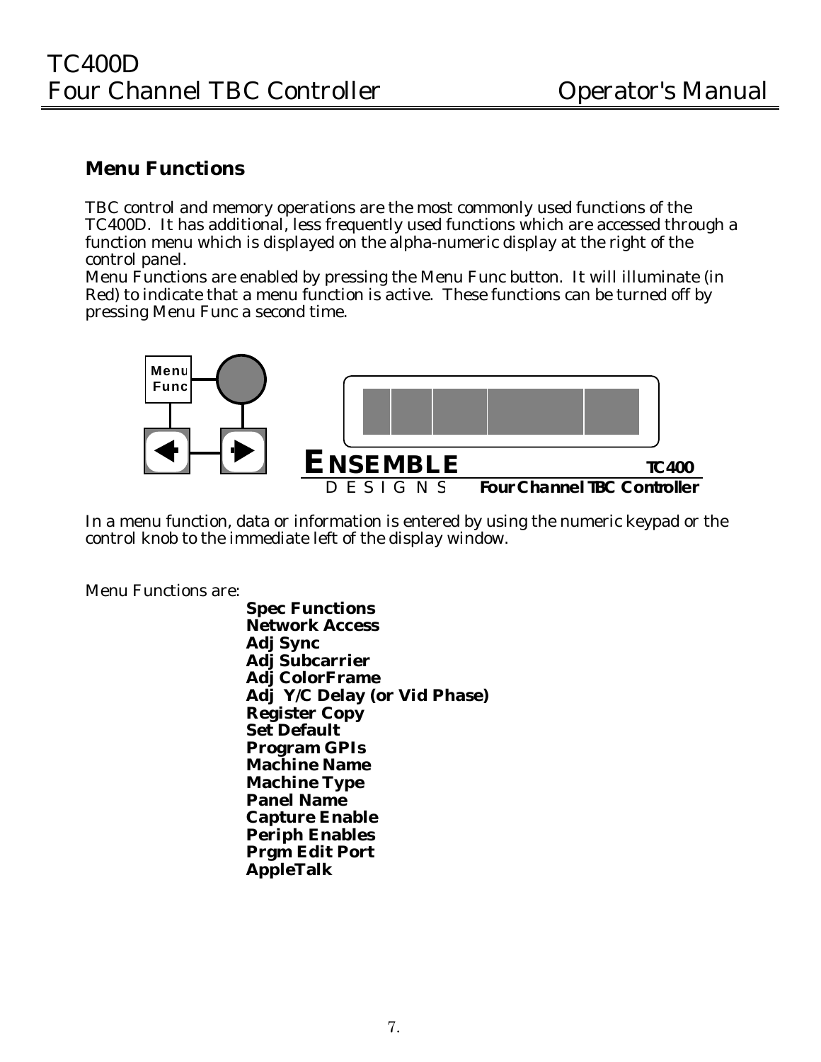## Menu Functions

TBC control and memory operations are the most commonly used functions of the TC400D. It has additional, less frequently used functions which are accessed through a function menu which is displayed on the alpha-numeric display at the right of the control panel.
Menu Functions are enabled by pressing the Menu Func button. It will illuminate (in Red) to indicate that a menu function is active. These functions can be turned off by pressing Menu Func a second time.

In a menu function, data or information is entered by using the numeric keypad or the control knob to the immediate left of the display window.

Menu Functions are:

**Spec Functions**
**Network Access**
**Adj Sync**
**Adj Subcarrier**
**Adj ColorFrame**
**Adj Y/C Delay (or Vid Phase)**
**Register Copy**
**Set Default**
**Program GPIs**
**Machine Name**
**Machine Type**
**Panel Name**
**Capture Enable**
**Periph Enables**
**Prgm Edit Port**
**AppleTalk**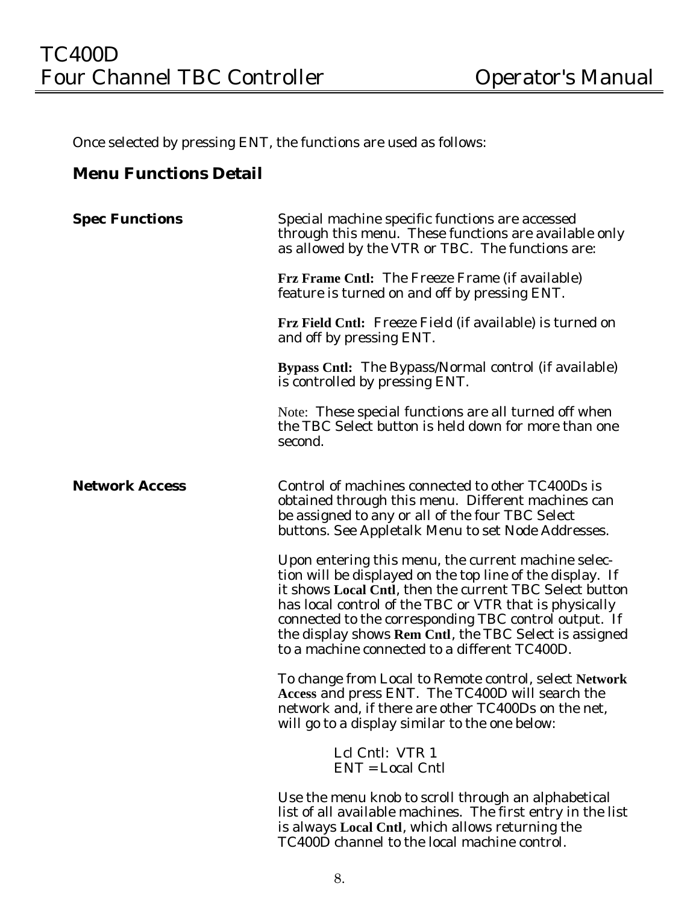Once selected by pressing ENT, the functions are used as follows:

## Menu Functions Detail

**Spec Functions**

Special machine specific functions are accessed through this menu. These functions are available only as allowed by the VTR or TBC. The functions are:

**Frz Frame Cntl:** The Freeze Frame (if available) feature is turned on and off by pressing ENT.

**Frz Field Cntl:** Freeze Field (if available) is turned on and off by pressing ENT.

**Bypass Cntl:** The Bypass/Normal control (if available) is controlled by pressing ENT.

Note: These special functions are all turned off when the TBC Select button is held down for more than one second.

**Network Access**

Control of machines connected to other TC400Ds is obtained through this menu. Different machines can be assigned to any or all of the four TBC Select buttons. See Appletalk Menu to set Node Addresses.

Upon entering this menu, the current machine selection will be displayed on the top line of the display. If it shows **Local Cntl**, then the current TBC Select button has local control of the TBC or VTR that is physically connected to the corresponding TBC control output. If the display shows **Rem Cntl**, the TBC Select is assigned to a machine connected to a different TC400D.

To change from Local to Remote control, select **Network Access** and press ENT. The TC400D will search the network and, if there are other TC400Ds on the net, will go to a display similar to the one below:

```
Lcl Cntl:  VTR 1
ENT = Local Cntl
```

Use the menu knob to scroll through an alphabetical list of all available machines. The first entry in the list is always **Local Cntl**, which allows returning the TC400D channel to the local machine control.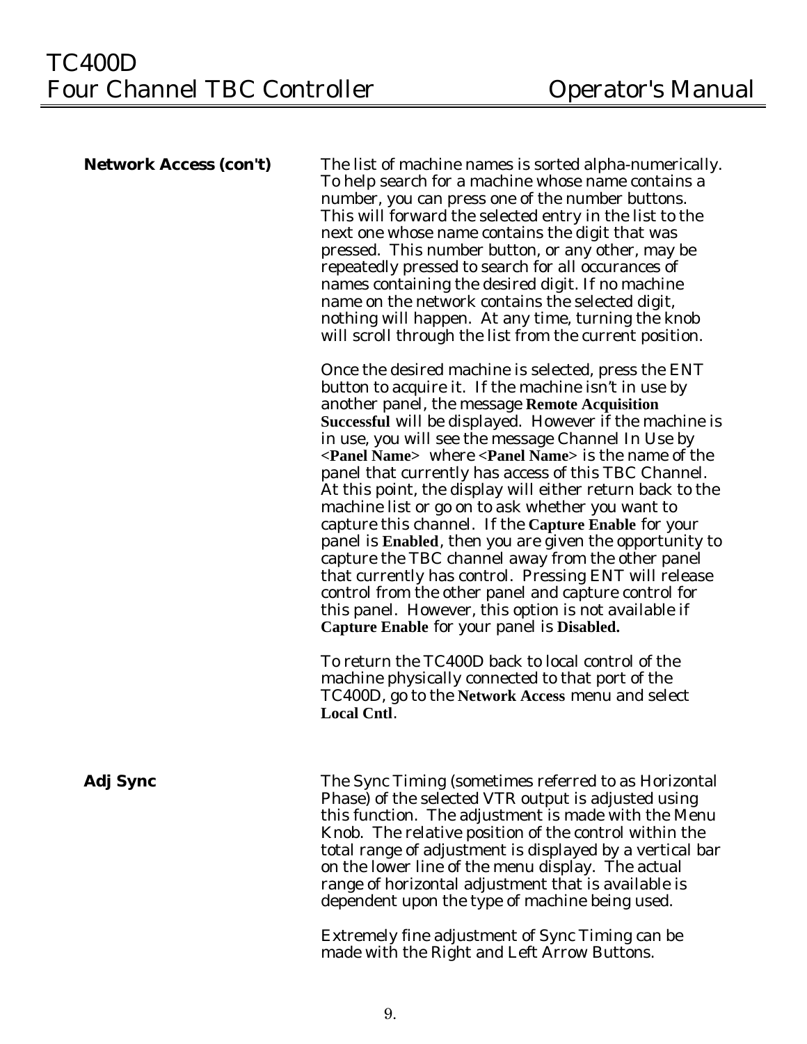**Network Access (con't)**

The list of machine names is sorted alpha-numerically. To help search for a machine whose name contains a number, you can press one of the number buttons. This will forward the selected entry in the list to the next one whose name contains the digit that was pressed. This number button, or any other, may be repeatedly pressed to search for all occurances of names containing the desired digit. If no machine name on the network contains the selected digit, nothing will happen. At any time, turning the knob will scroll through the list from the current position.

Once the desired machine is selected, press the ENT button to acquire it. If the machine isn't in use by another panel, the message **Remote Acquisition Successful** will be displayed. However if the machine is in use, you will see the message Channel In Use by <**Panel Name**> where <**Panel Name**> is the name of the panel that currently has access of this TBC Channel. At this point, the display will either return back to the machine list or go on to ask whether you want to capture this channel. If the **Capture Enable** for your panel is **Enabled**, then you are given the opportunity to capture the TBC channel away from the other panel that currently has control. Pressing ENT will release control from the other panel and capture control for this panel. However, this option is not available if **Capture Enable** for your panel is **Disabled.**

To return the TC400D back to local control of the machine physically connected to that port of the TC400D, go to the **Network Access** menu and select **Local Cntl**.

**Adj Sync**

The Sync Timing (sometimes referred to as Horizontal Phase) of the selected VTR output is adjusted using this function. The adjustment is made with the Menu Knob. The relative position of the control within the total range of adjustment is displayed by a vertical bar on the lower line of the menu display. The actual range of horizontal adjustment that is available is dependent upon the type of machine being used.

Extremely fine adjustment of Sync Timing can be made with the Right and Left Arrow Buttons.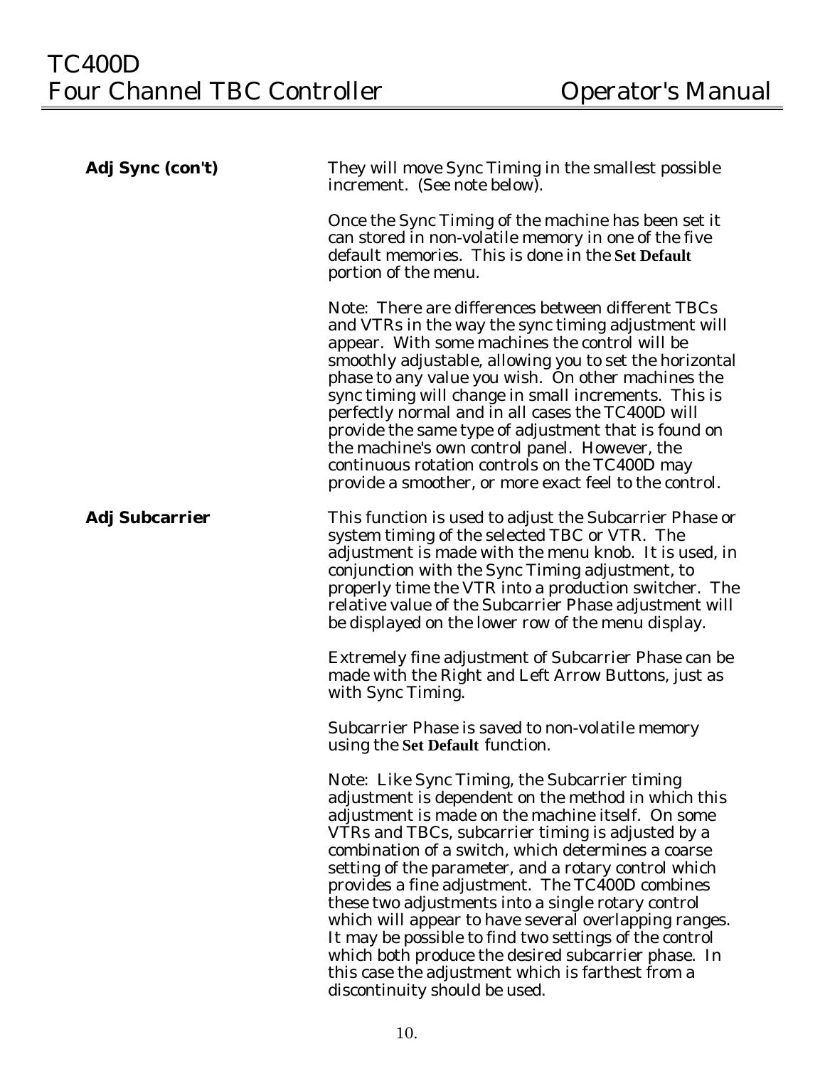**Adj Sync (con't)**

They will move Sync Timing in the smallest possible increment. (See note below).

Once the Sync Timing of the machine has been set it can stored in non-volatile memory in one of the five default memories. This is done in the **Set Default** portion of the menu.

Note: There are differences between different TBCs and VTRs in the way the sync timing adjustment will appear. With some machines the control will be smoothly adjustable, allowing you to set the horizontal phase to any value you wish. On other machines the sync timing will change in small increments. This is perfectly normal and in all cases the TC400D will provide the same type of adjustment that is found on the machine's own control panel. However, the continuous rotation controls on the TC400D may provide a smoother, or more exact feel to the control.

**Adj Subcarrier**

This function is used to adjust the Subcarrier Phase or system timing of the selected TBC or VTR. The adjustment is made with the menu knob. It is used, in conjunction with the Sync Timing adjustment, to properly time the VTR into a production switcher. The relative value of the Subcarrier Phase adjustment will be displayed on the lower row of the menu display.

Extremely fine adjustment of Subcarrier Phase can be made with the Right and Left Arrow Buttons, just as with Sync Timing.

Subcarrier Phase is saved to non-volatile memory using the **Set Default** function.

Note: Like Sync Timing, the Subcarrier timing adjustment is dependent on the method in which this adjustment is made on the machine itself. On some VTRs and TBCs, subcarrier timing is adjusted by a combination of a switch, which determines a coarse setting of the parameter, and a rotary control which provides a fine adjustment. The TC400D combines these two adjustments into a single rotary control which will appear to have several overlapping ranges. It may be possible to find two settings of the control which both produce the desired subcarrier phase. In this case the adjustment which is farthest from a discontinuity should be used.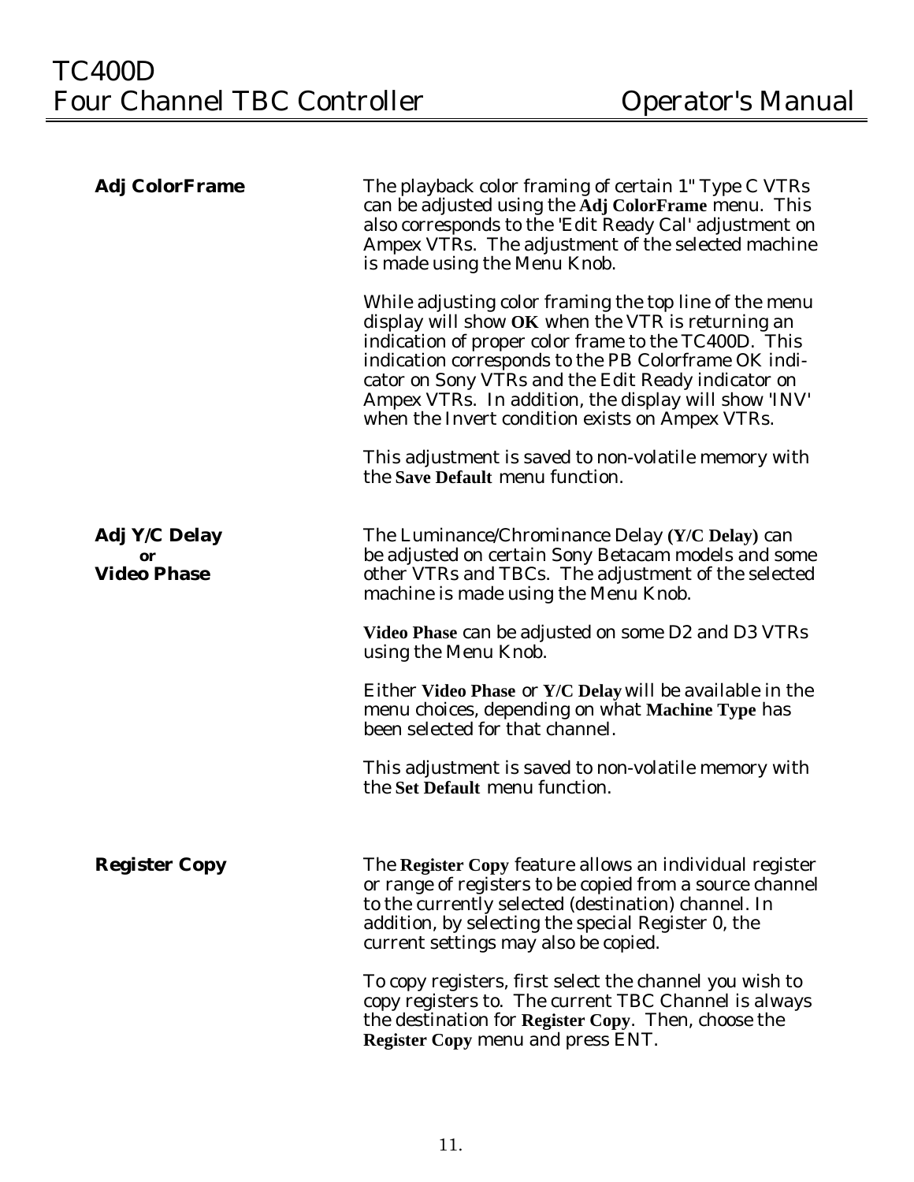**Adj ColorFrame**

The playback color framing of certain 1" Type C VTRs can be adjusted using the **Adj ColorFrame** menu. This also corresponds to the 'Edit Ready Cal' adjustment on Ampex VTRs. The adjustment of the selected machine is made using the Menu Knob.

While adjusting color framing the top line of the menu display will show **OK** when the VTR is returning an indication of proper color frame to the TC400D. This indication corresponds to the PB Colorframe OK indicator on Sony VTRs and the Edit Ready indicator on Ampex VTRs. In addition, the display will show 'INV' when the Invert condition exists on Ampex VTRs.

This adjustment is saved to non-volatile memory with the **Save Default** menu function.

**Adj Y/C Delay**
**or**
**Video Phase**

The Luminance/Chrominance Delay **(Y/C Delay)** can be adjusted on certain Sony Betacam models and some other VTRs and TBCs. The adjustment of the selected machine is made using the Menu Knob.

**Video Phase** can be adjusted on some D2 and D3 VTRs using the Menu Knob.

Either **Video Phase** or **Y/C Delay** will be available in the menu choices, depending on what **Machine Type** has been selected for that channel.

This adjustment is saved to non-volatile memory with the **Set Default** menu function.

**Register Copy**

The **Register Copy** feature allows an individual register or range of registers to be copied from a source channel to the currently selected (destination) channel. In addition, by selecting the special Register 0, the current settings may also be copied.

To copy registers, first select the channel you wish to copy registers to. The current TBC Channel is always the destination for **Register Copy**. Then, choose the **Register Copy** menu and press ENT.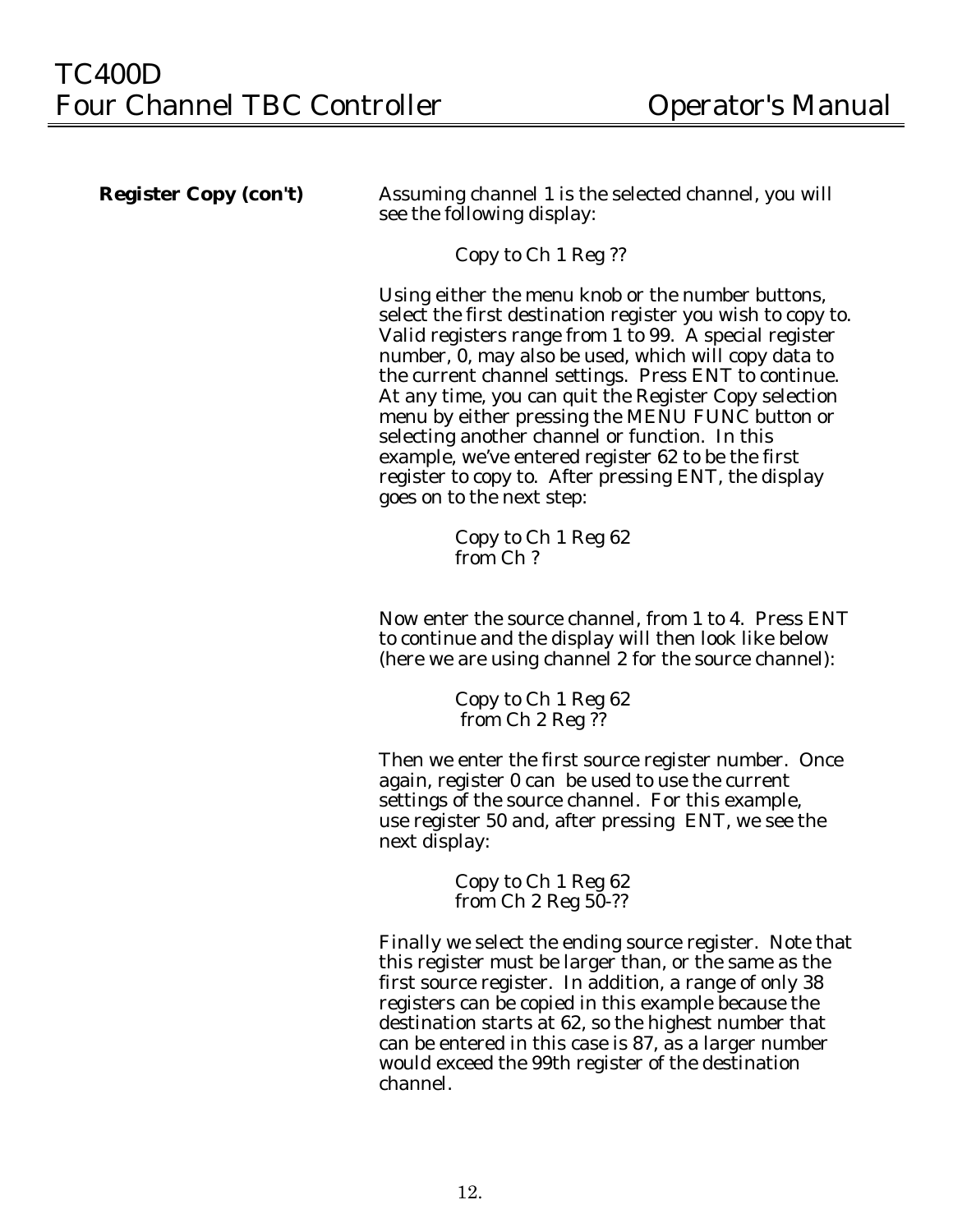**Register Copy (con't)**

Assuming channel 1 is the selected channel, you will see the following display:

```
Copy to Ch 1 Reg ??
```

Using either the menu knob or the number buttons, select the first destination register you wish to copy to. Valid registers range from 1 to 99. A special register number, 0, may also be used, which will copy data to the current channel settings. Press ENT to continue. At any time, you can quit the Register Copy selection menu by either pressing the MENU FUNC button or selecting another channel or function. In this example, we've entered register 62 to be the first register to copy to. After pressing ENT, the display goes on to the next step:

```
Copy to Ch 1 Reg 62
from Ch ?
```

Now enter the source channel, from 1 to 4. Press ENT to continue and the display will then look like below (here we are using channel 2 for the source channel):

```
Copy to Ch 1 Reg 62
 from Ch 2 Reg ??
```

Then we enter the first source register number. Once again, register 0 can be used to use the current settings of the source channel. For this example, use register 50 and, after pressing ENT, we see the next display:

```
Copy to Ch 1 Reg 62
from Ch 2 Reg 50-??
```

Finally we select the ending source register. Note that this register must be larger than, or the same as the first source register. In addition, a range of only 38 registers can be copied in this example because the destination starts at 62, so the highest number that can be entered in this case is 87, as a larger number would exceed the 99th register of the destination channel.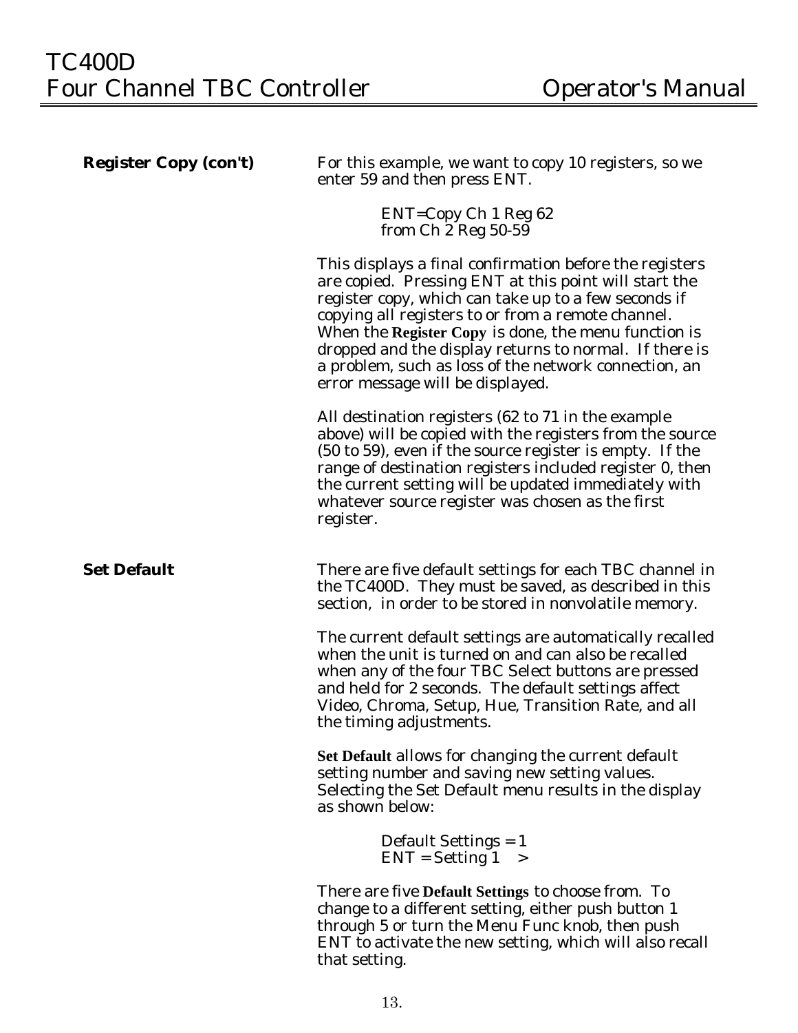## Register Copy (con't)

For this example, we want to copy 10 registers, so we enter 59 and then press ENT.

```
ENT=Copy Ch 1 Reg 62
from Ch 2 Reg 50-59
```

This displays a final confirmation before the registers are copied. Pressing ENT at this point will start the register copy, which can take up to a few seconds if copying all registers to or from a remote channel. When the **Register Copy** is done, the menu function is dropped and the display returns to normal. If there is a problem, such as loss of the network connection, an error message will be displayed.

All destination registers (62 to 71 in the example above) will be copied with the registers from the source (50 to 59), even if the source register is empty. If the range of destination registers included register 0, then the current setting will be updated immediately with whatever source register was chosen as the first register.

## Set Default

There are five default settings for each TBC channel in the TC400D. They must be saved, as described in this section, in order to be stored in nonvolatile memory.

The current default settings are automatically recalled when the unit is turned on and can also be recalled when any of the four TBC Select buttons are pressed and held for 2 seconds. The default settings affect Video, Chroma, Setup, Hue, Transition Rate, and all the timing adjustments.

**Set Default** allows for changing the current default setting number and saving new setting values. Selecting the Set Default menu results in the display as shown below:

```
Default Settings = 1
ENT = Setting 1    >
```

There are five **Default Settings** to choose from. To change to a different setting, either push button 1 through 5 or turn the Menu Func knob, then push ENT to activate the new setting, which will also recall that setting.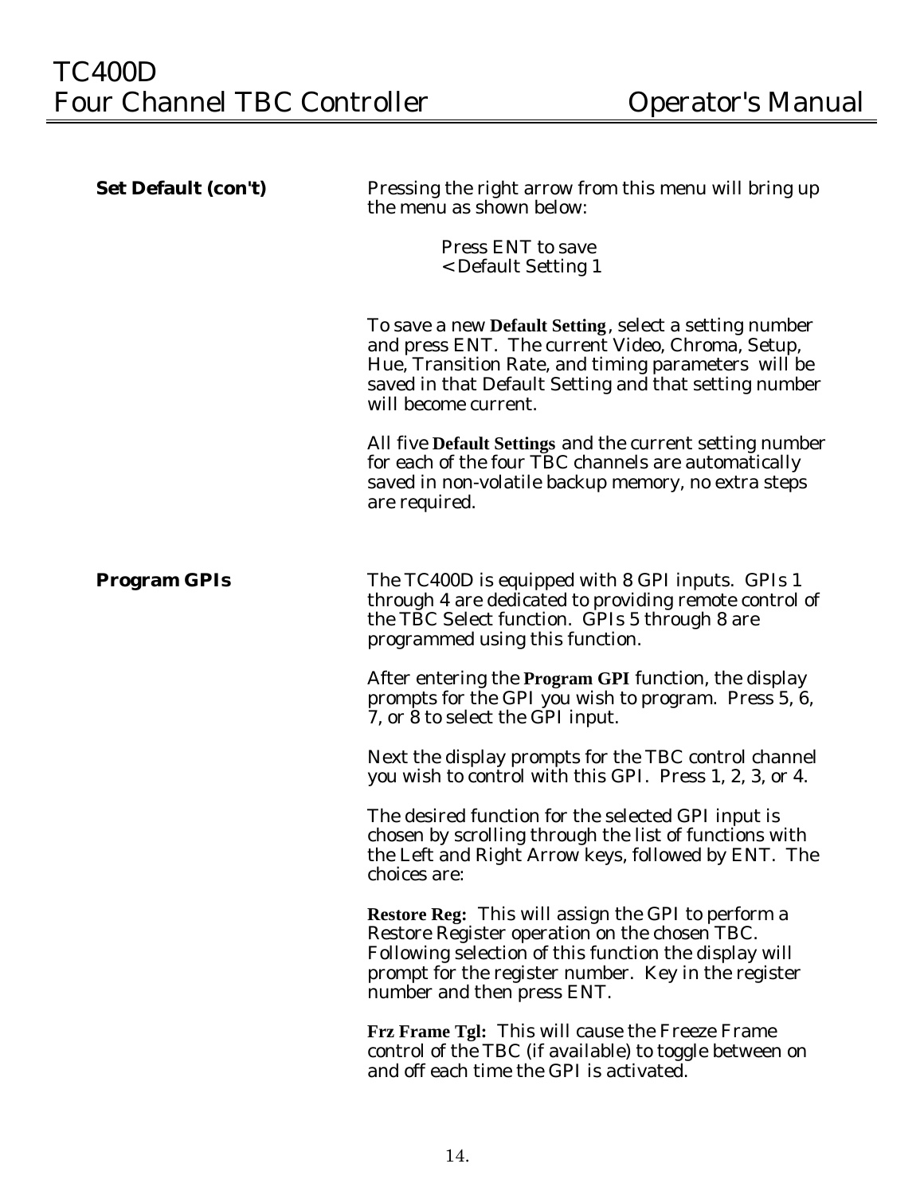**Set Default (con't)**

Pressing the right arrow from this menu will bring up the menu as shown below:

```
Press ENT to save
< Default Setting 1
```

To save a new **Default Setting**, select a setting number and press ENT. The current Video, Chroma, Setup, Hue, Transition Rate, and timing parameters will be saved in that Default Setting and that setting number will become current.

All five **Default Settings** and the current setting number for each of the four TBC channels are automatically saved in non-volatile backup memory, no extra steps are required.

**Program GPIs**

The TC400D is equipped with 8 GPI inputs. GPIs 1 through 4 are dedicated to providing remote control of the TBC Select function. GPIs 5 through 8 are programmed using this function.

After entering the **Program GPI** function, the display prompts for the GPI you wish to program. Press 5, 6, 7, or 8 to select the GPI input.

Next the display prompts for the TBC control channel you wish to control with this GPI. Press 1, 2, 3, or 4.

The desired function for the selected GPI input is chosen by scrolling through the list of functions with the Left and Right Arrow keys, followed by ENT. The choices are:

**Restore Reg:** This will assign the GPI to perform a Restore Register operation on the chosen TBC. Following selection of this function the display will prompt for the register number. Key in the register number and then press ENT.

**Frz Frame Tgl:** This will cause the Freeze Frame control of the TBC (if available) to toggle between on and off each time the GPI is activated.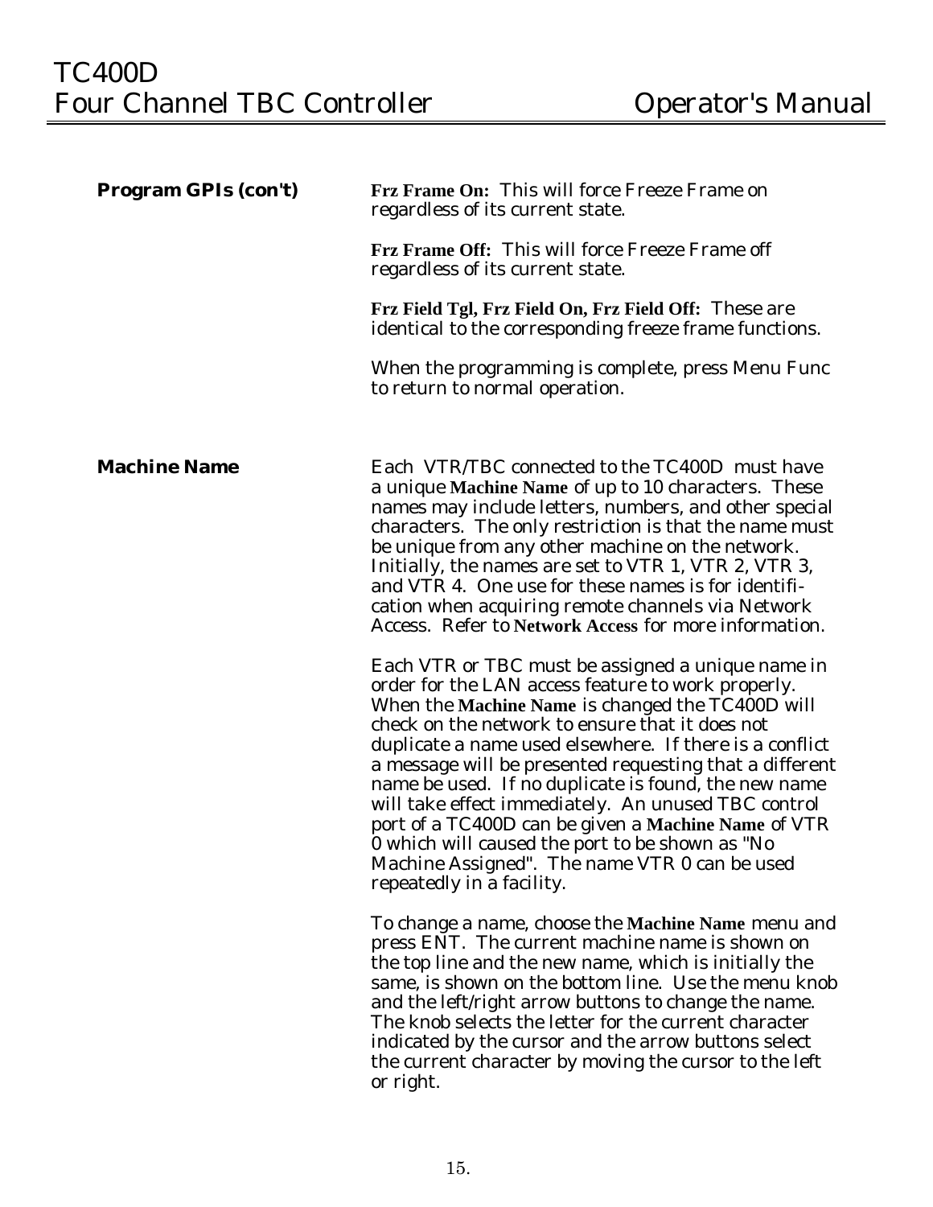**Program GPIs (con't)**

**Frz Frame On:** This will force Freeze Frame on regardless of its current state.

**Frz Frame Off:** This will force Freeze Frame off regardless of its current state.

**Frz Field Tgl, Frz Field On, Frz Field Off:** These are identical to the corresponding freeze frame functions.

When the programming is complete, press Menu Func to return to normal operation.

**Machine Name**

Each VTR/TBC connected to the TC400D must have a unique **Machine Name** of up to 10 characters. These names may include letters, numbers, and other special characters. The only restriction is that the name must be unique from any other machine on the network. Initially, the names are set to VTR 1, VTR 2, VTR 3, and VTR 4. One use for these names is for identification when acquiring remote channels via Network Access. Refer to **Network Access** for more information.

Each VTR or TBC must be assigned a unique name in order for the LAN access feature to work properly. When the **Machine Name** is changed the TC400D will check on the network to ensure that it does not duplicate a name used elsewhere. If there is a conflict a message will be presented requesting that a different name be used. If no duplicate is found, the new name will take effect immediately. An unused TBC control port of a TC400D can be given a **Machine Name** of VTR 0 which will caused the port to be shown as "No Machine Assigned". The name VTR 0 can be used repeatedly in a facility.

To change a name, choose the **Machine Name** menu and press ENT. The current machine name is shown on the top line and the new name, which is initially the same, is shown on the bottom line. Use the menu knob and the left/right arrow buttons to change the name. The knob selects the letter for the current character indicated by the cursor and the arrow buttons select the current character by moving the cursor to the left or right.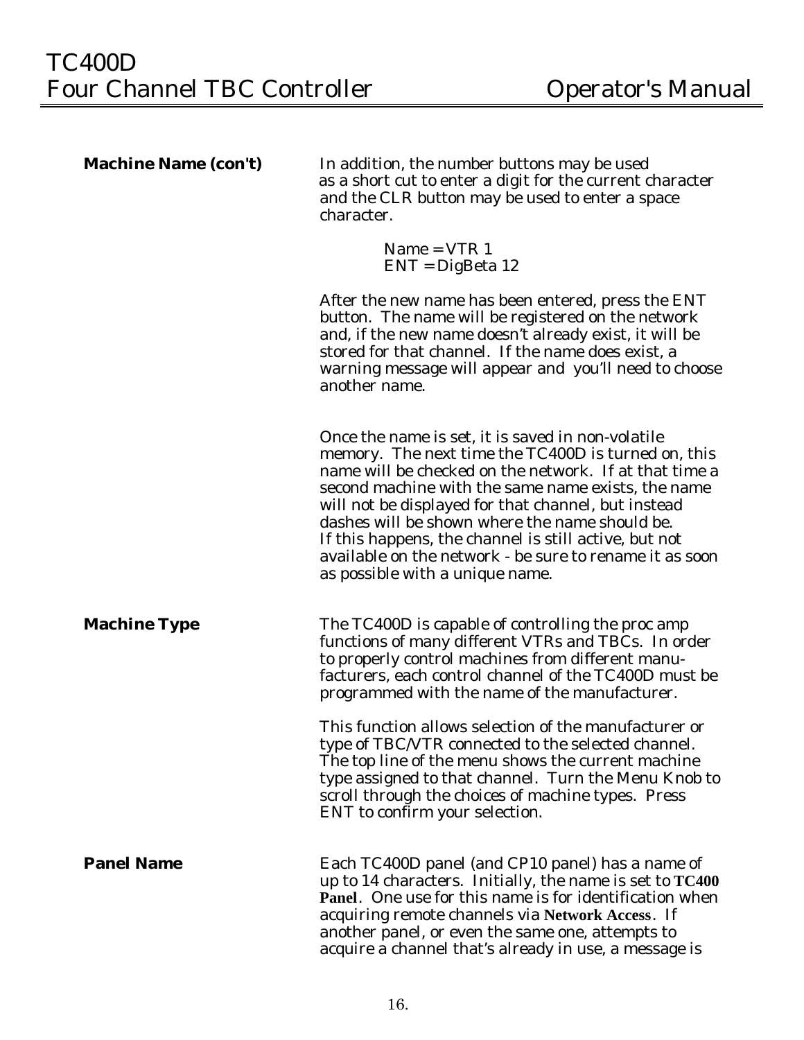**Machine Name (con't)**

In addition, the number buttons may be used as a short cut to enter a digit for the current character and the CLR button may be used to enter a space character.

> Name = VTR 1
> ENT = DigBeta 12

After the new name has been entered, press the ENT button. The name will be registered on the network and, if the new name doesn't already exist, it will be stored for that channel. If the name does exist, a warning message will appear and you'll need to choose another name.

Once the name is set, it is saved in non-volatile memory. The next time the TC400D is turned on, this name will be checked on the network. If at that time a second machine with the same name exists, the name will not be displayed for that channel, but instead dashes will be shown where the name should be. If this happens, the channel is still active, but not available on the network - be sure to rename it as soon as possible with a unique name.

**Machine Type**

The TC400D is capable of controlling the proc amp functions of many different VTRs and TBCs. In order to properly control machines from different manufacturers, each control channel of the TC400D must be programmed with the name of the manufacturer.

This function allows selection of the manufacturer or type of TBC/VTR connected to the selected channel. The top line of the menu shows the current machine type assigned to that channel. Turn the Menu Knob to scroll through the choices of machine types. Press ENT to confirm your selection.

**Panel Name**

Each TC400D panel (and CP10 panel) has a name of up to 14 characters. Initially, the name is set to **TC400 Panel**. One use for this name is for identification when acquiring remote channels via **Network Access**. If another panel, or even the same one, attempts to acquire a channel that's already in use, a message is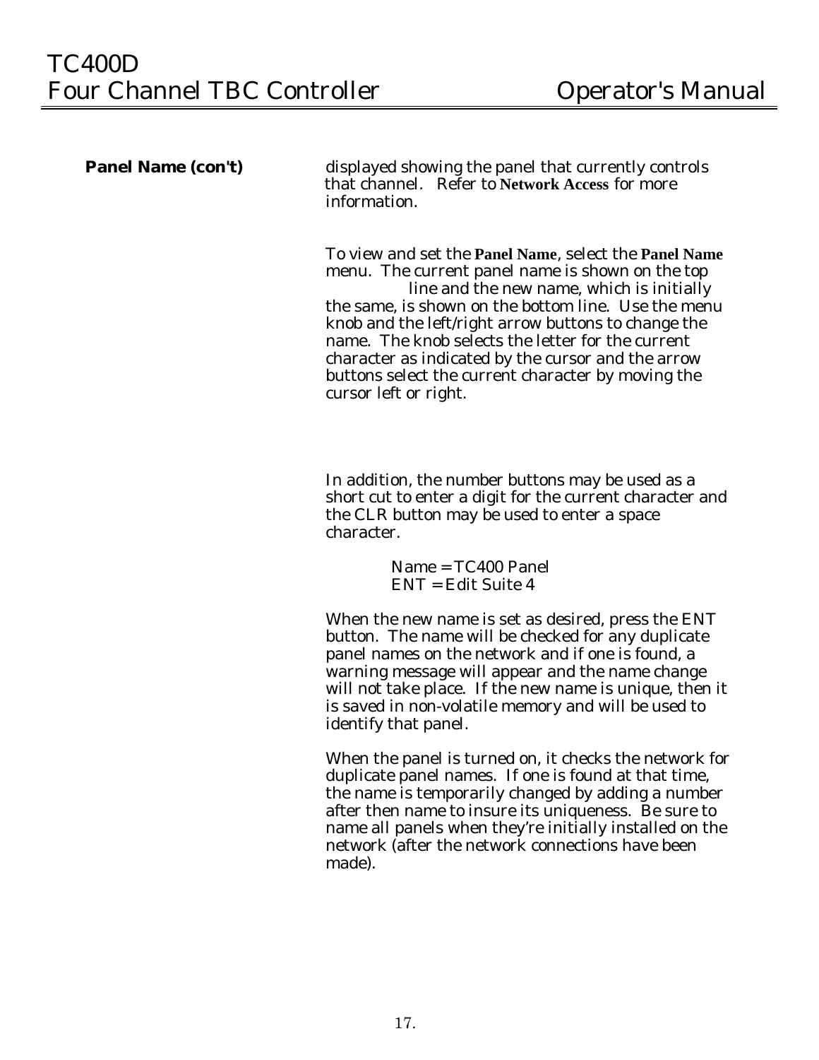**Panel Name (con't)**

displayed showing the panel that currently controls that channel. Refer to **Network Access** for more information.

To view and set the **Panel Name**, select the **Panel Name** menu. The current panel name is shown on the top line and the new name, which is initially the same, is shown on the bottom line. Use the menu knob and the left/right arrow buttons to change the name. The knob selects the letter for the current character as indicated by the cursor and the arrow buttons select the current character by moving the cursor left or right.

In addition, the number buttons may be used as a short cut to enter a digit for the current character and the CLR button may be used to enter a space character.

```
Name = TC400 Panel
ENT = Edit Suite 4
```

When the new name is set as desired, press the ENT button. The name will be checked for any duplicate panel names on the network and if one is found, a warning message will appear and the name change will not take place. If the new name is unique, then it is saved in non-volatile memory and will be used to identify that panel.

When the panel is turned on, it checks the network for duplicate panel names. If one is found at that time, the name is temporarily changed by adding a number after then name to insure its uniqueness. Be sure to name all panels when they're initially installed on the network (after the network connections have been made).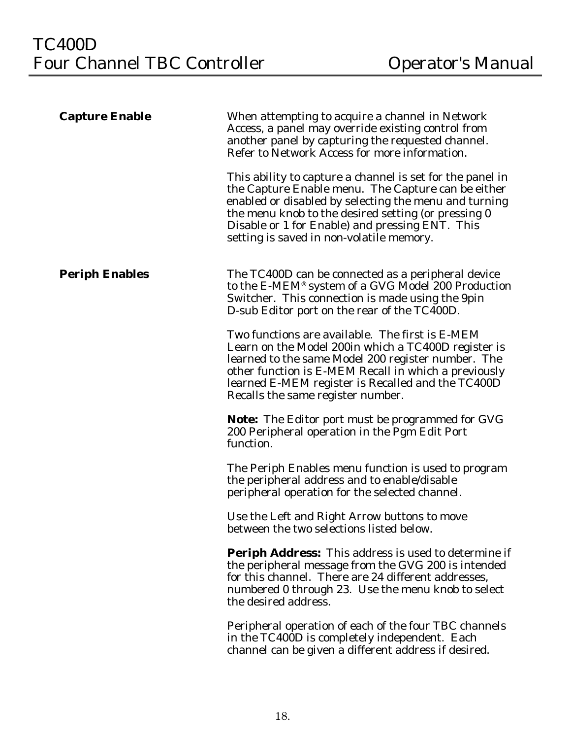**Capture Enable**

When attempting to acquire a channel in Network Access, a panel may override existing control from another panel by capturing the requested channel. Refer to Network Access for more information.

This ability to capture a channel is set for the panel in the Capture Enable menu. The Capture can be either enabled or disabled by selecting the menu and turning the menu knob to the desired setting (or pressing 0 Disable or 1 for Enable) and pressing ENT. This setting is saved in non-volatile memory.

**Periph Enables**

The TC400D can be connected as a peripheral device to the E-MEM® system of a GVG Model 200 Production Switcher. This connection is made using the 9pin D-sub Editor port on the rear of the TC400D.

Two functions are available. The first is E-MEM Learn on the Model 200in which a TC400D register is learned to the same Model 200 register number. The other function is E-MEM Recall in which a previously learned E-MEM register is Recalled and the TC400D Recalls the same register number.

**Note:** The Editor port must be programmed for GVG 200 Peripheral operation in the Pgm Edit Port function.

The Periph Enables menu function is used to program the peripheral address and to enable/disable peripheral operation for the selected channel.

Use the Left and Right Arrow buttons to move between the two selections listed below.

**Periph Address:** This address is used to determine if the peripheral message from the GVG 200 is intended for this channel. There are 24 different addresses, numbered 0 through 23. Use the menu knob to select the desired address.

Peripheral operation of each of the four TBC channels in the TC400D is completely independent. Each channel can be given a different address if desired.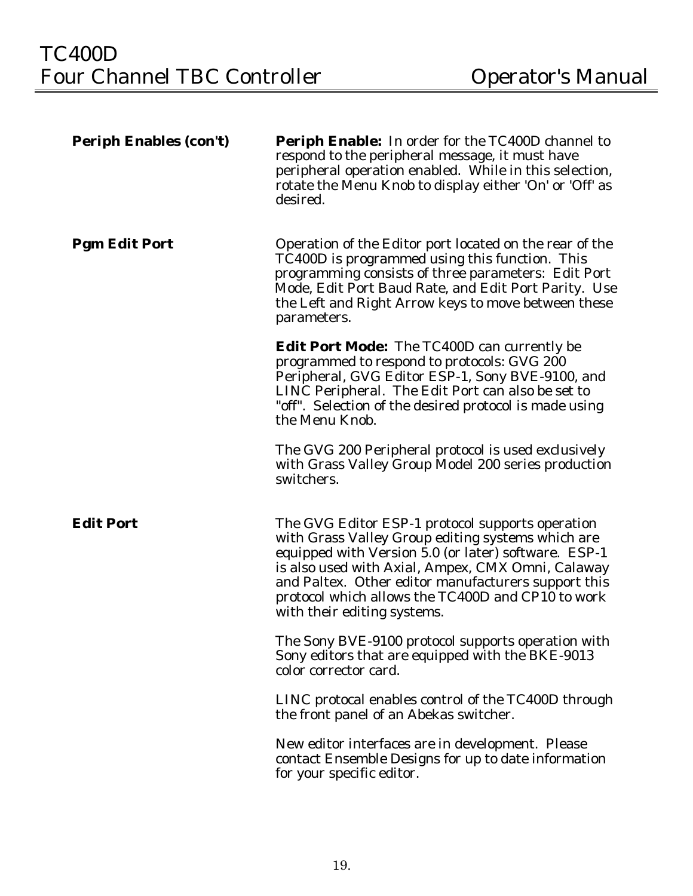**Periph Enables (con't)**

**Periph Enable:** In order for the TC400D channel to respond to the peripheral message, it must have peripheral operation enabled. While in this selection, rotate the Menu Knob to display either 'On' or 'Off' as desired.

**Pgm Edit Port**

Operation of the Editor port located on the rear of the TC400D is programmed using this function. This programming consists of three parameters: Edit Port Mode, Edit Port Baud Rate, and Edit Port Parity. Use the Left and Right Arrow keys to move between these parameters.

**Edit Port Mode:** The TC400D can currently be programmed to respond to protocols: GVG 200 Peripheral, GVG Editor ESP-1, Sony BVE-9100, and LINC Peripheral. The Edit Port can also be set to "off". Selection of the desired protocol is made using the Menu Knob.

The GVG 200 Peripheral protocol is used exclusively with Grass Valley Group Model 200 series production switchers.

**Edit Port**

The GVG Editor ESP-1 protocol supports operation with Grass Valley Group editing systems which are equipped with Version 5.0 (or later) software. ESP-1 is also used with Axial, Ampex, CMX Omni, Calaway and Paltex. Other editor manufacturers support this protocol which allows the TC400D and CP10 to work with their editing systems.

The Sony BVE-9100 protocol supports operation with Sony editors that are equipped with the BKE-9013 color corrector card.

LINC protocal enables control of the TC400D through the front panel of an Abekas switcher.

New editor interfaces are in development. Please contact Ensemble Designs for up to date information for your specific editor.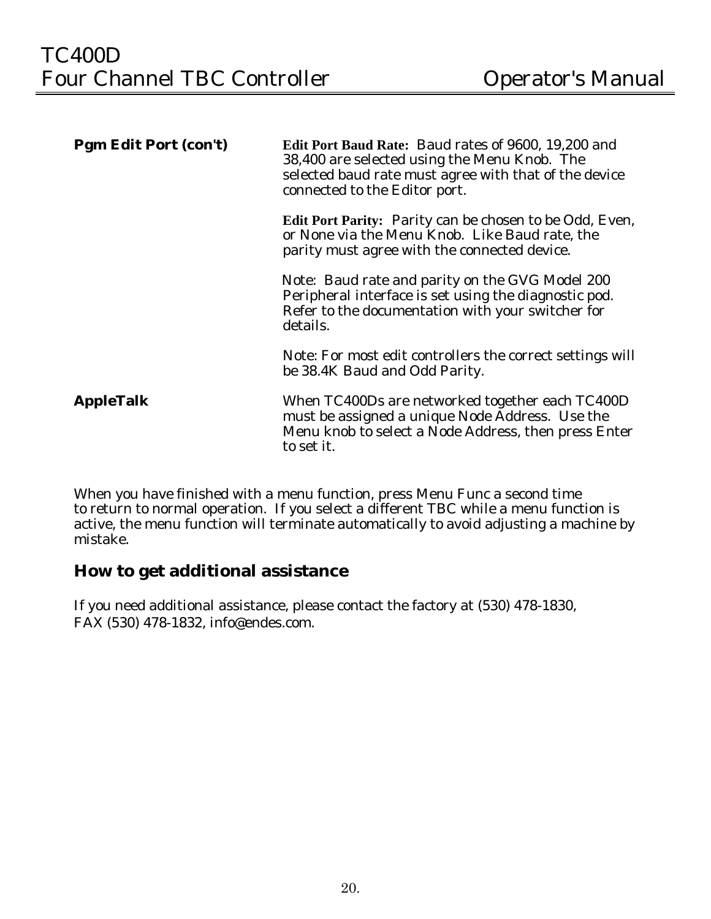**Pgm Edit Port (con't)**

**Edit Port Baud Rate:** Baud rates of 9600, 19,200 and 38,400 are selected using the Menu Knob. The selected baud rate must agree with that of the device connected to the Editor port.

**Edit Port Parity:** Parity can be chosen to be Odd, Even, or None via the Menu Knob. Like Baud rate, the parity must agree with the connected device.

Note: Baud rate and parity on the GVG Model 200 Peripheral interface is set using the diagnostic pod. Refer to the documentation with your switcher for details.

Note: For most edit controllers the correct settings will be 38.4K Baud and Odd Parity.

**AppleTalk**

When TC400Ds are networked together each TC400D must be assigned a unique Node Address. Use the Menu knob to select a Node Address, then press Enter to set it.

When you have finished with a menu function, press Menu Func a second time to return to normal operation. If you select a different TBC while a menu function is active, the menu function will terminate automatically to avoid adjusting a machine by mistake.

## How to get additional assistance

If you need additional assistance, please contact the factory at (530) 478-1830, FAX (530) 478-1832, info@endes.com.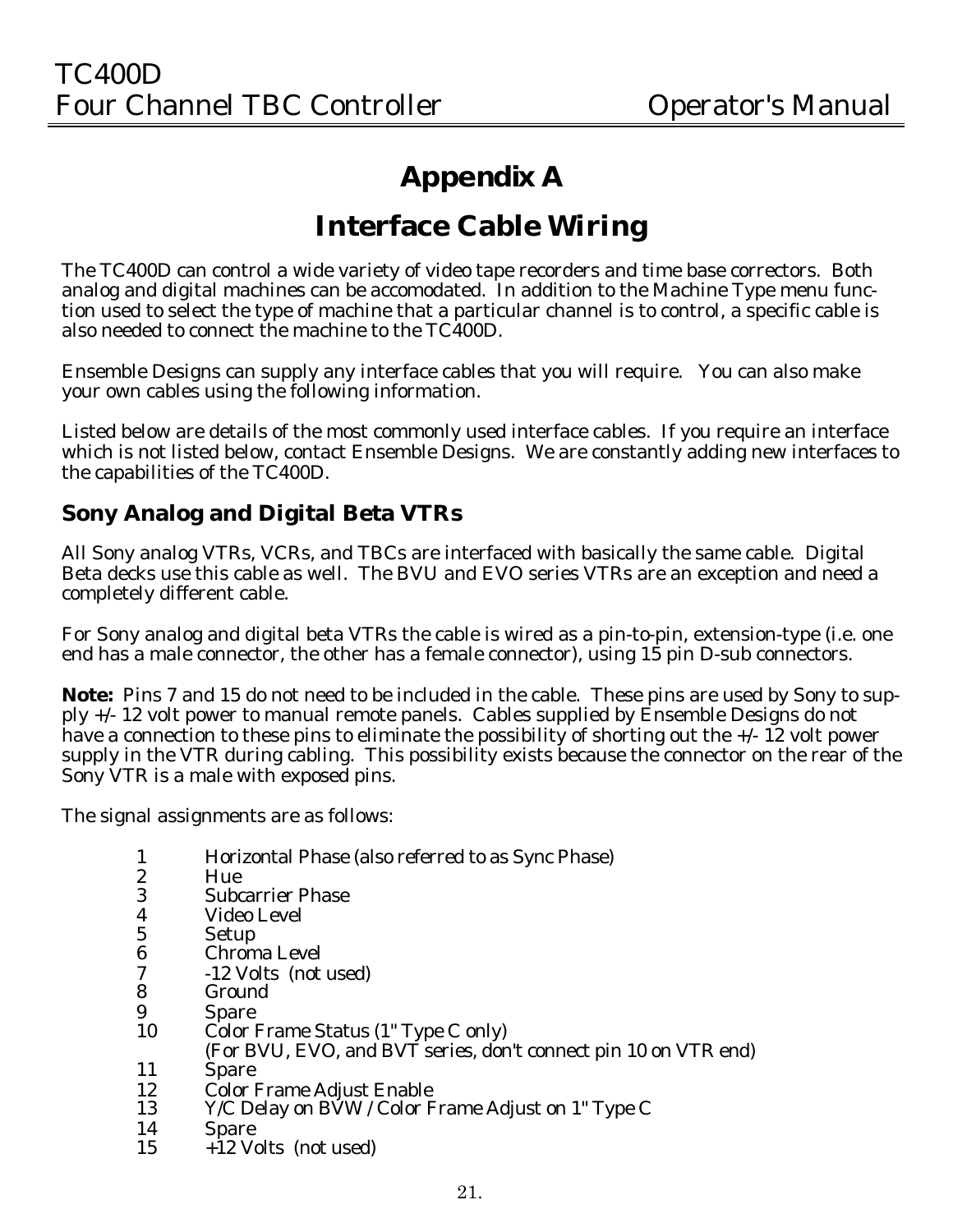# Appendix A

# Interface Cable Wiring

The TC400D can control a wide variety of video tape recorders and time base correctors. Both analog and digital machines can be accomodated. In addition to the Machine Type menu function used to select the type of machine that a particular channel is to control, a specific cable is also needed to connect the machine to the TC400D.

Ensemble Designs can supply any interface cables that you will require. You can also make your own cables using the following information.

Listed below are details of the most commonly used interface cables. If you require an interface which is not listed below, contact Ensemble Designs. We are constantly adding new interfaces to the capabilities of the TC400D.

## Sony Analog and Digital Beta VTRs

All Sony analog VTRs, VCRs, and TBCs are interfaced with basically the same cable. Digital Beta decks use this cable as well. The BVU and EVO series VTRs are an exception and need a completely different cable.

For Sony analog and digital beta VTRs the cable is wired as a pin-to-pin, extension-type (i.e. one end has a male connector, the other has a female connector), using 15 pin D-sub connectors.

**Note:** Pins 7 and 15 do not need to be included in the cable. These pins are used by Sony to supply +/- 12 volt power to manual remote panels. Cables supplied by Ensemble Designs do not have a connection to these pins to eliminate the possibility of shorting out the +/- 12 volt power supply in the VTR during cabling. This possibility exists because the connector on the rear of the Sony VTR is a male with exposed pins.

The signal assignments are as follows:

| | |
|---|---|
| 1 | Horizontal Phase (also referred to as Sync Phase) |
| 2 | Hue |
| 3 | Subcarrier Phase |
| 4 | Video Level |
| 5 | Setup |
| 6 | Chroma Level |
| 7 | -12 Volts (not used) |
| 8 | Ground |
| 9 | Spare |
| 10 | Color Frame Status (1" Type C only)<br>(For BVU, EVO, and BVT series, don't connect pin 10 on VTR end) |
| 11 | Spare |
| 12 | Color Frame Adjust Enable |
| 13 | Y/C Delay on BVW / Color Frame Adjust on 1" Type C |
| 14 | Spare |
| 15 | +12 Volts (not used) |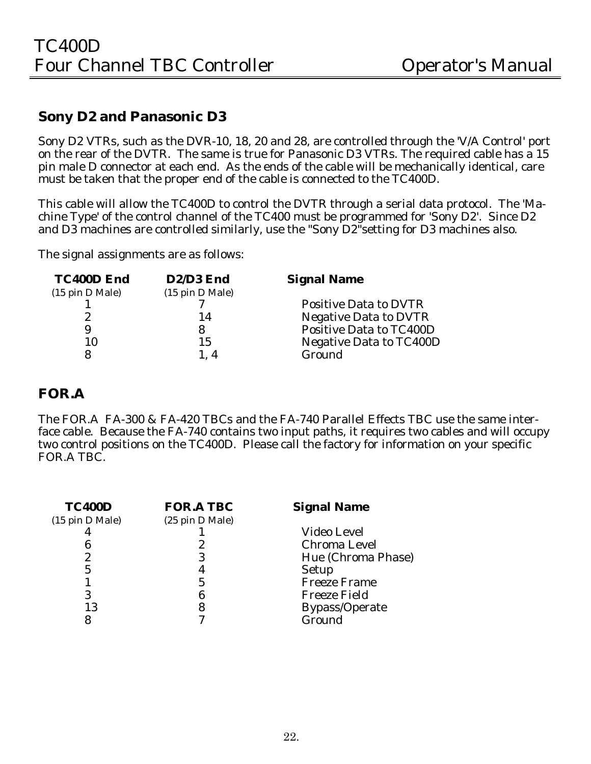## Sony D2 and Panasonic D3

Sony D2 VTRs, such as the DVR-10, 18, 20 and 28, are controlled through the 'V/A Control' port on the rear of the DVTR. The same is true for Panasonic D3 VTRs. The required cable has a 15 pin male D connector at each end. As the ends of the cable will be mechanically identical, care must be taken that the proper end of the cable is connected to the TC400D.

This cable will allow the TC400D to control the DVTR through a serial data protocol. The 'Machine Type' of the control channel of the TC400 must be programmed for 'Sony D2'. Since D2 and D3 machines are controlled similarly, use the "Sony D2"setting for D3 machines also.

The signal assignments are as follows:

| TC400D End (15 pin D Male) | D2/D3 End (15 pin D Male) | Signal Name |
|---|---|---|
| 1 | 7 | Positive Data to DVTR |
| 2 | 14 | Negative Data to DVTR |
| 9 | 8 | Positive Data to TC400D |
| 10 | 15 | Negative Data to TC400D |
| 8 | 1, 4 | Ground |

## FOR.A

The FOR.A FA-300 & FA-420 TBCs and the FA-740 Parallel Effects TBC use the same interface cable. Because the FA-740 contains two input paths, it requires two cables and will occupy two control positions on the TC400D. Please call the factory for information on your specific FOR.A TBC.

| TC400D (15 pin D Male) | FOR.A TBC (25 pin D Male) | Signal Name |
|---|---|---|
| 4 | 1 | Video Level |
| 6 | 2 | Chroma Level |
| 2 | 3 | Hue (Chroma Phase) |
| 5 | 4 | Setup |
| 1 | 5 | Freeze Frame |
| 3 | 6 | Freeze Field |
| 13 | 8 | Bypass/Operate |
| 8 | 7 | Ground |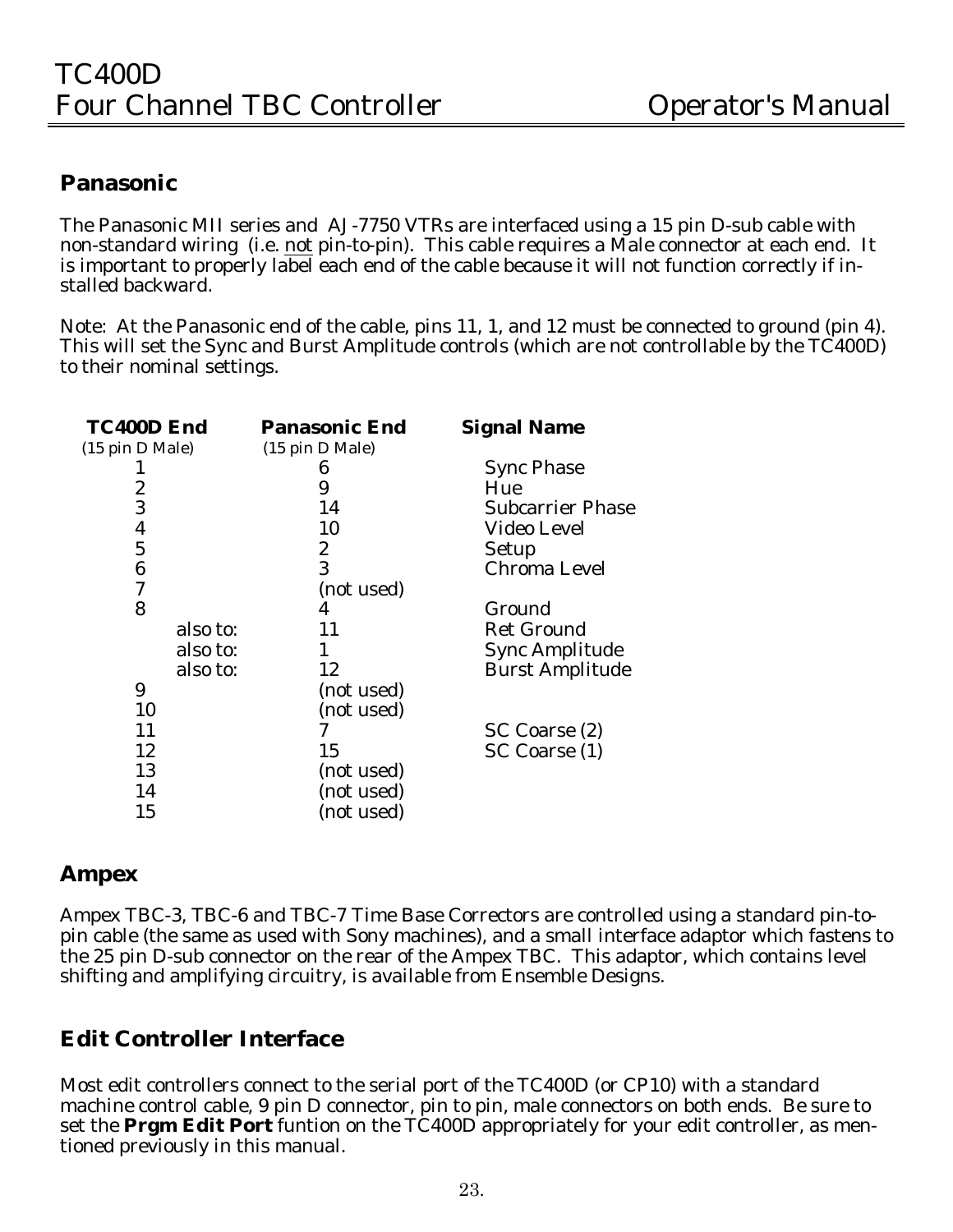## Panasonic

The Panasonic MII series and AJ-7750 VTRs are interfaced using a 15 pin D-sub cable with non-standard wiring (i.e. not pin-to-pin). This cable requires a Male connector at each end. It is important to properly label each end of the cable because it will not function correctly if installed backward.

Note: At the Panasonic end of the cable, pins 11, 1, and 12 must be connected to ground (pin 4). This will set the Sync and Burst Amplitude controls (which are not controllable by the TC400D) to their nominal settings.

| TC400D End (15 pin D Male) | Panasonic End (15 pin D Male) | Signal Name |
|---|---|---|
| 1 | 6 | Sync Phase |
| 2 | 9 | Hue |
| 3 | 14 | Subcarrier Phase |
| 4 | 10 | Video Level |
| 5 | 2 | Setup |
| 6 | 3 | Chroma Level |
| 7 | (not used) | |
| 8 | 4 | Ground |
| also to: | 11 | Ret Ground |
| also to: | 1 | Sync Amplitude |
| also to: | 12 | Burst Amplitude |
| 9 | (not used) | |
| 10 | (not used) | |
| 11 | 7 | SC Coarse (2) |
| 12 | 15 | SC Coarse (1) |
| 13 | (not used) | |
| 14 | (not used) | |
| 15 | (not used) | |

## Ampex

Ampex TBC-3, TBC-6 and TBC-7 Time Base Correctors are controlled using a standard pin-to-pin cable (the same as used with Sony machines), and a small interface adaptor which fastens to the 25 pin D-sub connector on the rear of the Ampex TBC. This adaptor, which contains level shifting and amplifying circuitry, is available from Ensemble Designs.

## Edit Controller Interface

Most edit controllers connect to the serial port of the TC400D (or CP10) with a standard machine control cable, 9 pin D connector, pin to pin, male connectors on both ends. Be sure to set the **Prgm Edit Port** funtion on the TC400D appropriately for your edit controller, as mentioned previously in this manual.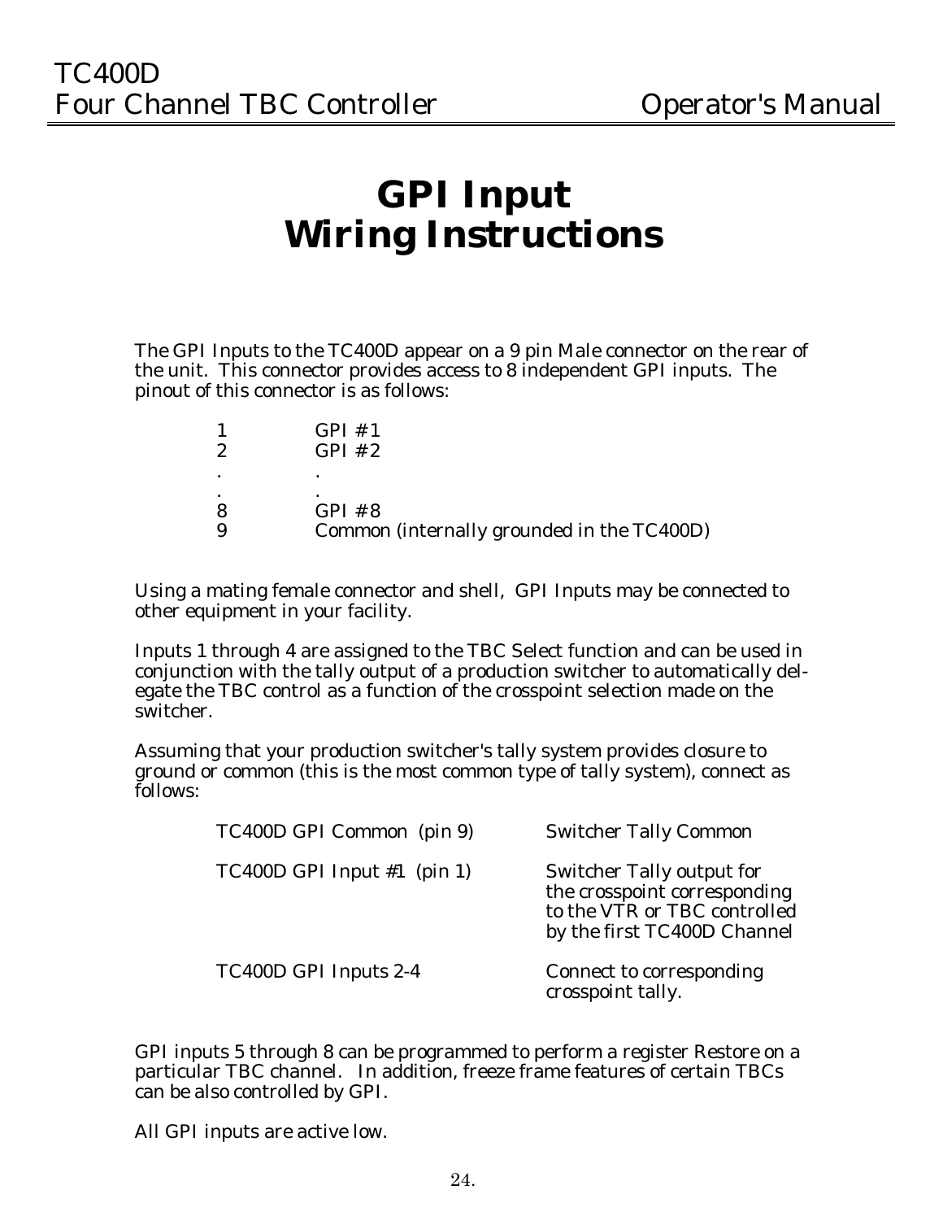# GPI Input Wiring Instructions

The GPI Inputs to the TC400D appear on a 9 pin Male connector on the rear of the unit. This connector provides access to 8 independent GPI inputs. The pinout of this connector is as follows:

| | |
|---|---|
| 1 | GPI # 1 |
| 2 | GPI # 2 |
| . | . |
| . | . |
| 8 | GPI # 8 |
| 9 | Common (internally grounded in the TC400D) |

Using a mating female connector and shell, GPI Inputs may be connected to other equipment in your facility.

Inputs 1 through 4 are assigned to the TBC Select function and can be used in conjunction with the tally output of a production switcher to automatically delegate the TBC control as a function of the crosspoint selection made on the switcher.

Assuming that your production switcher's tally system provides closure to ground or common (this is the most common type of tally system), connect as follows:

| | |
|---|---|
| TC400D GPI Common (pin 9) | Switcher Tally Common |
| TC400D GPI Input #1 (pin 1) | Switcher Tally output for the crosspoint corresponding to the VTR or TBC controlled by the first TC400D Channel |
| TC400D GPI Inputs 2-4 | Connect to corresponding crosspoint tally. |

GPI inputs 5 through 8 can be programmed to perform a register Restore on a particular TBC channel. In addition, freeze frame features of certain TBCs can be also controlled by GPI.

All GPI inputs are active low.